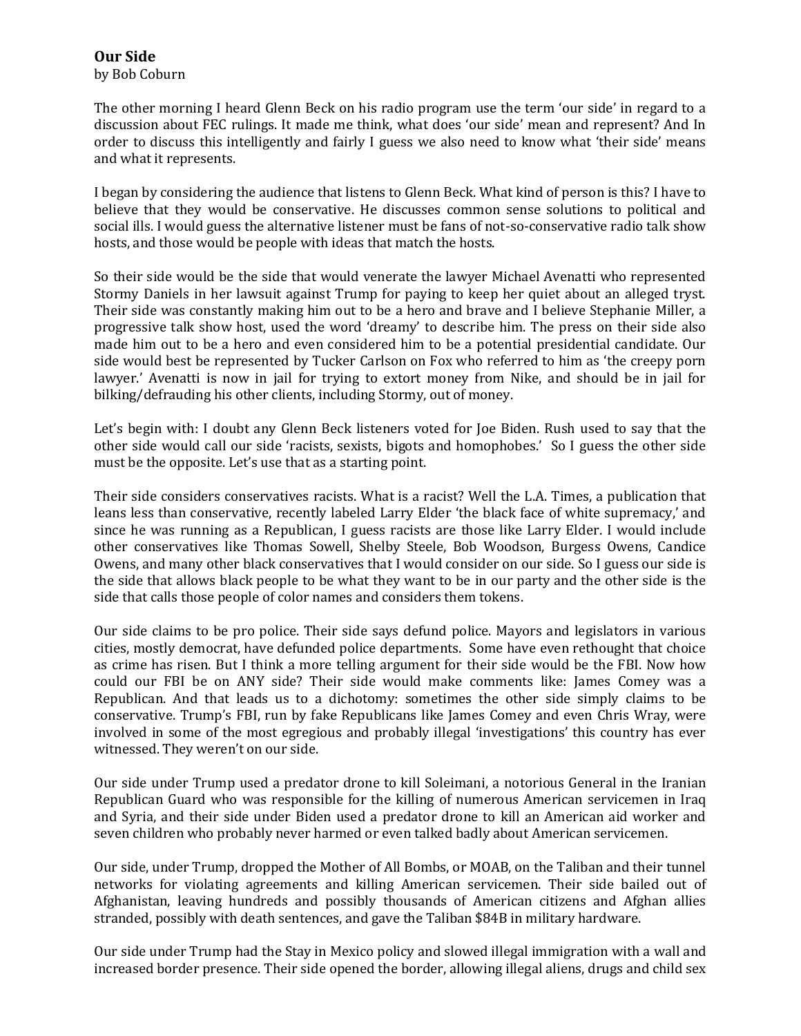# Our Side

by Bob Coburn

The other morning I heard Glenn Beck on his radio program use the term 'our side' in regard to a discussion about FEC rulings. It made me think, what does 'our side' mean and represent? And In order to discuss this intelligently and fairly I guess we also need to know what 'their side' means and what it represents.

I began by considering the audience that listens to Glenn Beck. What kind of person is this? I have to believe that they would be conservative. He discusses common sense solutions to political and social ills. I would guess the alternative listener must be fans of not-so-conservative radio talk show hosts, and those would be people with ideas that match the hosts.

So their side would be the side that would venerate the lawyer Michael Avenatti who represented Stormy Daniels in her lawsuit against Trump for paying to keep her quiet about an alleged tryst. Their side was constantly making him out to be a hero and brave and I believe Stephanie Miller, a progressive talk show host, used the word 'dreamy' to describe him. The press on their side also made him out to be a hero and even considered him to be a potential presidential candidate. Our side would best be represented by Tucker Carlson on Fox who referred to him as 'the creepy porn lawyer.' Avenatti is now in jail for trying to extort money from Nike, and should be in jail for bilking/defrauding his other clients, including Stormy, out of money.

Let's begin with: I doubt any Glenn Beck listeners voted for Joe Biden. Rush used to say that the other side would call our side 'racists, sexists, bigots and homophobes.' So I guess the other side must be the opposite. Let's use that as a starting point.

Their side considers conservatives racists. What is a racist? Well the L.A. Times, a publication that leans less than conservative, recently labeled Larry Elder 'the black face of white supremacy,' and since he was running as a Republican, I guess racists are those like Larry Elder. I would include other conservatives like Thomas Sowell, Shelby Steele, Bob Woodson, Burgess Owens, Candice Owens, and many other black conservatives that I would consider on our side. So I guess our side is the side that allows black people to be what they want to be in our party and the other side is the side that calls those people of color names and considers them tokens.

Our side claims to be pro police. Their side says defund police. Mayors and legislators in various cities, mostly democrat, have defunded police departments. Some have even rethought that choice as crime has risen. But I think a more telling argument for their side would be the FBI. Now how could our FBI be on ANY side? Their side would make comments like: James Comey was a Republican. And that leads us to a dichotomy: sometimes the other side simply claims to be conservative. Trump's FBI, run by fake Republicans like James Comey and even Chris Wray, were involved in some of the most egregious and probably illegal 'investigations' this country has ever witnessed. They weren't on our side.

Our side under Trump used a predator drone to kill Soleimani, a notorious General in the Iranian Republican Guard who was responsible for the killing of numerous American servicemen in Iraq and Syria, and their side under Biden used a predator drone to kill an American aid worker and seven children who probably never harmed or even talked badly about American servicemen.

Our side, under Trump, dropped the Mother of All Bombs, or MOAB, on the Taliban and their tunnel networks for violating agreements and killing American servicemen. Their side bailed out of Afghanistan, leaving hundreds and possibly thousands of American citizens and Afghan allies stranded, possibly with death sentences, and gave the Taliban $84B in military hardware.

Our side under Trump had the Stay in Mexico policy and slowed illegal immigration with a wall and increased border presence. Their side opened the border, allowing illegal aliens, drugs and child sex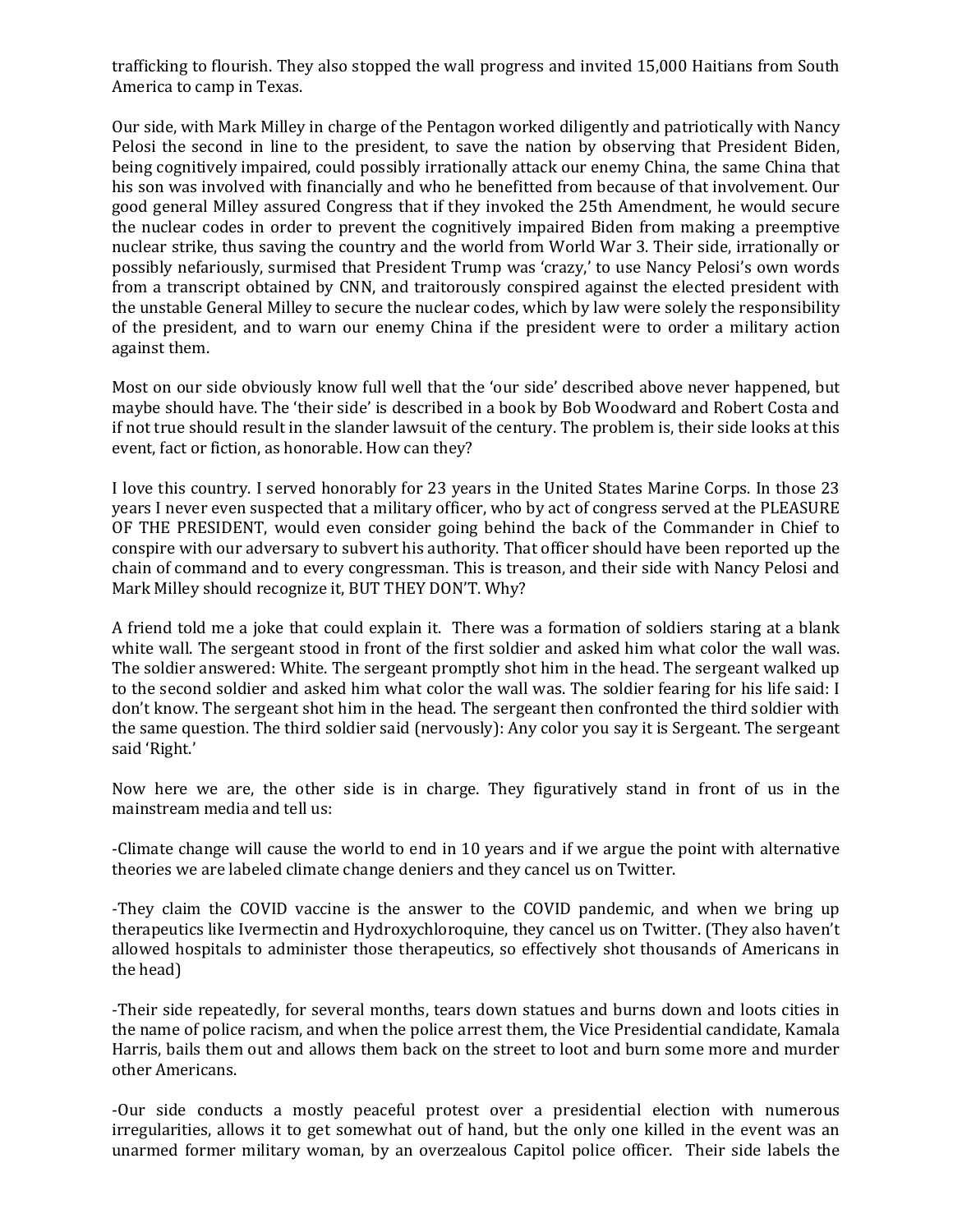trafficking to flourish. They also stopped the wall progress and invited 15,000 Haitians from South America to camp in Texas.

Our side, with Mark Milley in charge of the Pentagon worked diligently and patriotically with Nancy Pelosi the second in line to the president, to save the nation by observing that President Biden, being cognitively impaired, could possibly irrationally attack our enemy China, the same China that his son was involved with financially and who he benefitted from because of that involvement. Our good general Milley assured Congress that if they invoked the 25th Amendment, he would secure the nuclear codes in order to prevent the cognitively impaired Biden from making a preemptive nuclear strike, thus saving the country and the world from World War 3. Their side, irrationally or possibly nefariously, surmised that President Trump was 'crazy,' to use Nancy Pelosi's own words from a transcript obtained by CNN, and traitorously conspired against the elected president with the unstable General Milley to secure the nuclear codes, which by law were solely the responsibility of the president, and to warn our enemy China if the president were to order a military action against them.

Most on our side obviously know full well that the 'our side' described above never happened, but maybe should have. The 'their side' is described in a book by Bob Woodward and Robert Costa and if not true should result in the slander lawsuit of the century. The problem is, their side looks at this event, fact or fiction, as honorable. How can they?

I love this country. I served honorably for 23 years in the United States Marine Corps. In those 23 years I never even suspected that a military officer, who by act of congress served at the PLEASURE OF THE PRESIDENT, would even consider going behind the back of the Commander in Chief to conspire with our adversary to subvert his authority. That officer should have been reported up the chain of command and to every congressman. This is treason, and their side with Nancy Pelosi and Mark Milley should recognize it, BUT THEY DON'T. Why?

A friend told me a joke that could explain it. There was a formation of soldiers staring at a blank white wall. The sergeant stood in front of the first soldier and asked him what color the wall was. The soldier answered: White. The sergeant promptly shot him in the head. The sergeant walked up to the second soldier and asked him what color the wall was. The soldier fearing for his life said: I don't know. The sergeant shot him in the head. The sergeant then confronted the third soldier with the same question. The third soldier said (nervously): Any color you say it is Sergeant. The sergeant said 'Right.'

Now here we are, the other side is in charge. They figuratively stand in front of us in the mainstream media and tell us:

-Climate change will cause the world to end in 10 years and if we argue the point with alternative theories we are labeled climate change deniers and they cancel us on Twitter.

-They claim the COVID vaccine is the answer to the COVID pandemic, and when we bring up therapeutics like Ivermectin and Hydroxychloroquine, they cancel us on Twitter. (They also haven't allowed hospitals to administer those therapeutics, so effectively shot thousands of Americans in the head)

-Their side repeatedly, for several months, tears down statues and burns down and loots cities in the name of police racism, and when the police arrest them, the Vice Presidential candidate, Kamala Harris, bails them out and allows them back on the street to loot and burn some more and murder other Americans.

-Our side conducts a mostly peaceful protest over a presidential election with numerous irregularities, allows it to get somewhat out of hand, but the only one killed in the event was an unarmed former military woman, by an overzealous Capitol police officer. Their side labels the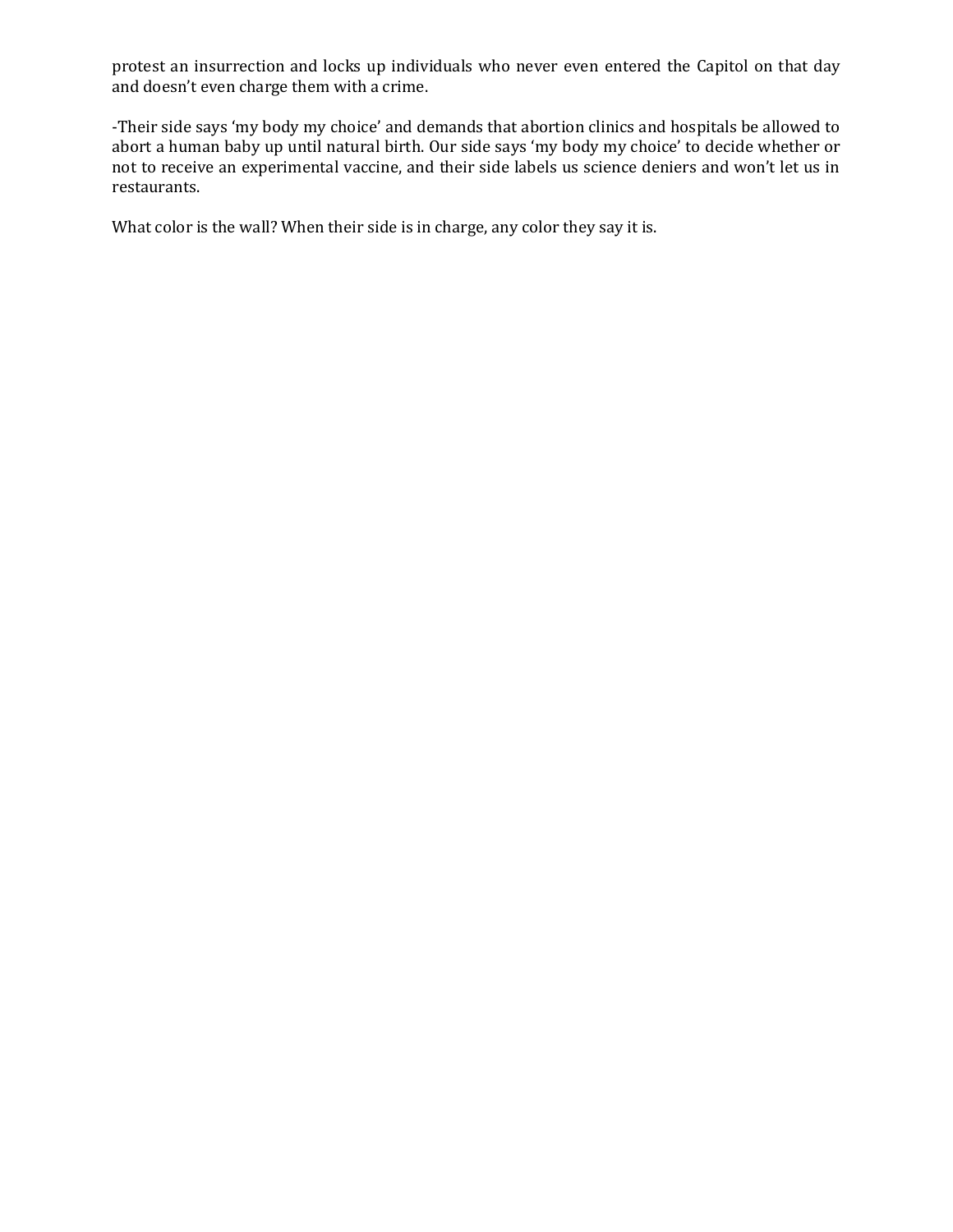protest an insurrection and locks up individuals who never even entered the Capitol on that day and doesn't even charge them with a crime.

-Their side says 'my body my choice' and demands that abortion clinics and hospitals be allowed to abort a human baby up until natural birth. Our side says 'my body my choice' to decide whether or not to receive an experimental vaccine, and their side labels us science deniers and won't let us in restaurants.

What color is the wall? When their side is in charge, any color they say it is.